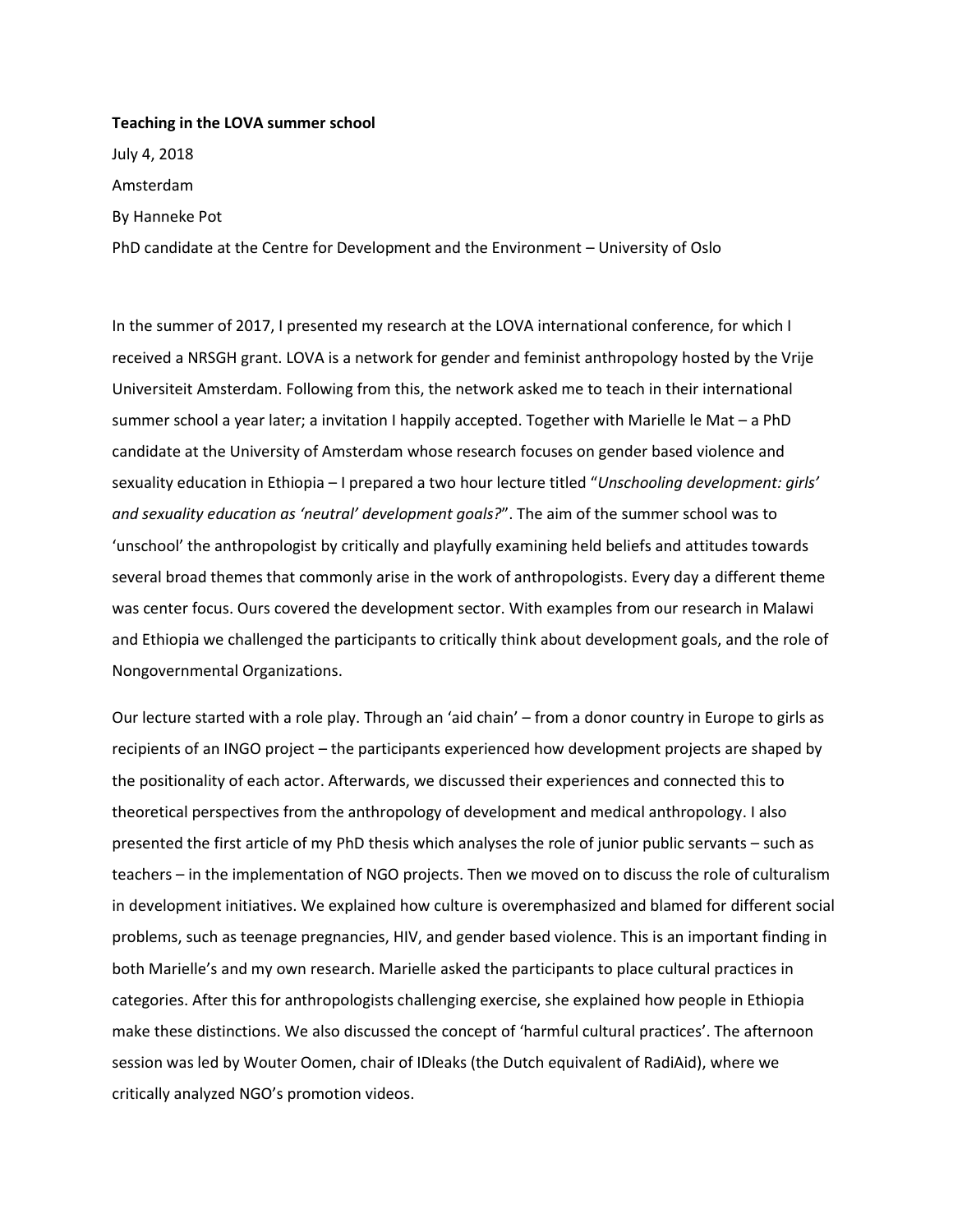**Teaching in the LOVA summer school**

July 4, 2018

Amsterdam

By Hanneke Pot

PhD candidate at the Centre for Development and the Environment – University of Oslo

In the summer of 2017, I presented my research at the LOVA international conference, for which I received a NRSGH grant. LOVA is a network for gender and feminist anthropology hosted by the Vrije Universiteit Amsterdam. Following from this, the network asked me to teach in their international summer school a year later; a invitation I happily accepted. Together with Marielle le Mat – a PhD candidate at the University of Amsterdam whose research focuses on gender based violence and sexuality education in Ethiopia – I prepared a two hour lecture titled "*Unschooling development: girls' and sexuality education as 'neutral' development goals?*". The aim of the summer school was to 'unschool' the anthropologist by critically and playfully examining held beliefs and attitudes towards several broad themes that commonly arise in the work of anthropologists. Every day a different theme was center focus. Ours covered the development sector. With examples from our research in Malawi and Ethiopia we challenged the participants to critically think about development goals, and the role of Nongovernmental Organizations.

Our lecture started with a role play. Through an 'aid chain' – from a donor country in Europe to girls as recipients of an INGO project – the participants experienced how development projects are shaped by the positionality of each actor. Afterwards, we discussed their experiences and connected this to theoretical perspectives from the anthropology of development and medical anthropology. I also presented the first article of my PhD thesis which analyses the role of junior public servants – such as teachers – in the implementation of NGO projects. Then we moved on to discuss the role of culturalism in development initiatives. We explained how culture is overemphasized and blamed for different social problems, such as teenage pregnancies, HIV, and gender based violence. This is an important finding in both Marielle's and my own research. Marielle asked the participants to place cultural practices in categories. After this for anthropologists challenging exercise, she explained how people in Ethiopia make these distinctions. We also discussed the concept of 'harmful cultural practices'. The afternoon session was led by Wouter Oomen, chair of IDleaks (the Dutch equivalent of RadiAid), where we critically analyzed NGO's promotion videos.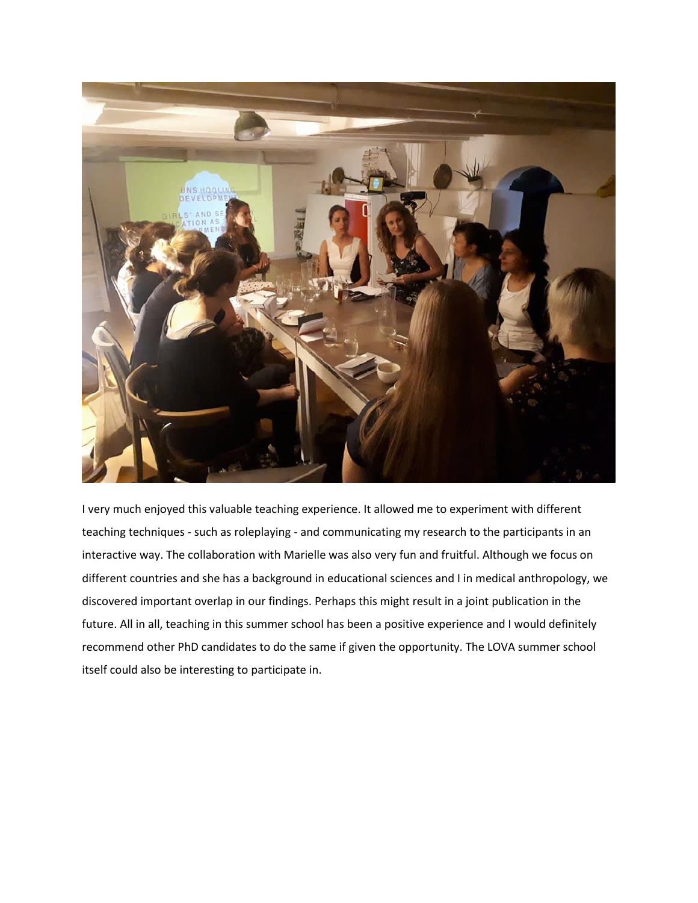I very much enjoyed this valuable teaching experience. It allowed me to experiment with different teaching techniques - such as roleplaying - and communicating my research to the participants in an interactive way. The collaboration with Marielle was also very fun and fruitful. Although we focus on different countries and she has a background in educational sciences and I in medical anthropology, we discovered important overlap in our findings. Perhaps this might result in a joint publication in the future. All in all, teaching in this summer school has been a positive experience and I would definitely recommend other PhD candidates to do the same if given the opportunity. The LOVA summer school itself could also be interesting to participate in.